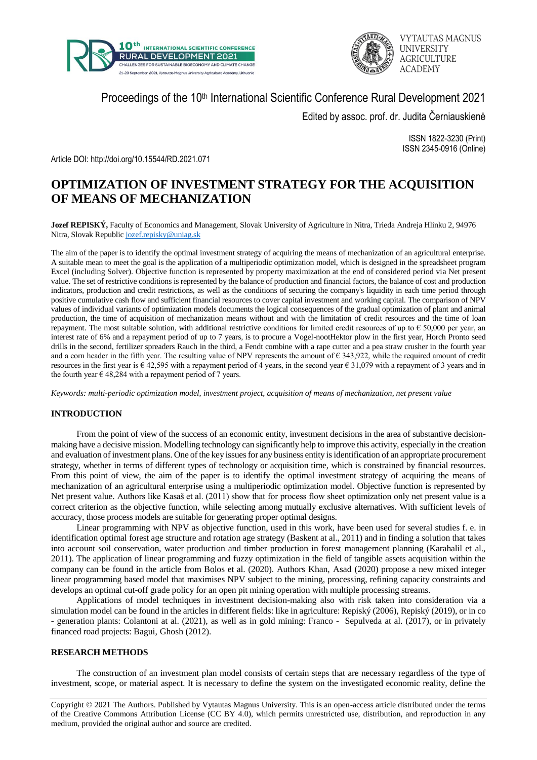Proceedings of the 10th International Scientific Conference Rural Development 2021

Edited by assoc. prof. dr. Judita Černiauskienė

ISSN 1822-3230 (Print)
ISSN 2345-0916 (Online)

Article DOI: http://doi.org/10.15544/RD.2021.071

# OPTIMIZATION OF INVESTMENT STRATEGY FOR THE ACQUISITION OF MEANS OF MECHANIZATION

**Jozef REPISKÝ,** Faculty of Economics and Management, Slovak University of Agriculture in Nitra, Trieda Andreja Hlinku 2, 94976 Nitra, Slovak Republic jozef.repisky@uniag.sk

The aim of the paper is to identify the optimal investment strategy of acquiring the means of mechanization of an agricultural enterprise. A suitable mean to meet the goal is the application of a multiperiodic optimization model, which is designed in the spreadsheet program Excel (including Solver). Objective function is represented by property maximization at the end of considered period via Net present value. The set of restrictive conditions is represented by the balance of production and financial factors, the balance of cost and production indicators, production and credit restrictions, as well as the conditions of securing the company's liquidity in each time period through positive cumulative cash flow and sufficient financial resources to cover capital investment and working capital. The comparison of NPV values of individual variants of optimization models documents the logical consequences of the gradual optimization of plant and animal production, the time of acquisition of mechanization means without and with the limitation of credit resources and the time of loan repayment. The most suitable solution, with additional restrictive conditions for limited credit resources of up to € 50,000 per year, an interest rate of 6% and a repayment period of up to 7 years, is to procure a Vogel-nootHektor plow in the first year, Horch Pronto seed drills in the second, fertilizer spreaders Rauch in the third, a Fendt combine with a rape cutter and a pea straw crusher in the fourth year and a corn header in the fifth year. The resulting value of NPV represents the amount of € 343,922, while the required amount of credit resources in the first year is € 42,595 with a repayment period of 4 years, in the second year € 31,079 with a repayment of 3 years and in the fourth year € 48,284 with a repayment period of 7 years.

*Keywords: multi-periodic optimization model, investment project, acquisition of means of mechanization, net present value*

## INTRODUCTION

From the point of view of the success of an economic entity, investment decisions in the area of substantive decision-making have a decisive mission. Modelling technology can significantly help to improve this activity, especially in the creation and evaluation of investment plans. One of the key issues for any business entity is identification of an appropriate procurement strategy, whether in terms of different types of technology or acquisition time, which is constrained by financial resources. From this point of view, the aim of the paper is to identify the optimal investment strategy of acquiring the means of mechanization of an agricultural enterprise using a multiperiodic optimization model. Objective function is represented by Net present value. Authors like Kasaš et al. (2011) show that for process flow sheet optimization only net present value is a correct criterion as the objective function, while selecting among mutually exclusive alternatives. With sufficient levels of accuracy, those process models are suitable for generating proper optimal designs.

Linear programming with NPV as objective function, used in this work, have been used for several studies f. e. in identification optimal forest age structure and rotation age strategy (Baskent at al., 2011) and in finding a solution that takes into account soil conservation, water production and timber production in forest management planning (Karahalil et al., 2011). The application of linear programming and fuzzy optimization in the field of tangible assets acquisition within the company can be found in the article from Bolos et al. (2020). Authors Khan, Asad (2020) propose a new mixed integer linear programming based model that maximises NPV subject to the mining, processing, refining capacity constraints and develops an optimal cut-off grade policy for an open pit mining operation with multiple processing streams.

Applications of model techniques in investment decision-making also with risk taken into consideration via a simulation model can be found in the articles in different fields: like in agriculture: Repiský (2006), Repiský (2019), or in co - generation plants: Colantoni at al. (2021), as well as in gold mining: Franco - Sepulveda at al. (2017), or in privately financed road projects: Bagui, Ghosh (2012).

## RESEARCH METHODS

The construction of an investment plan model consists of certain steps that are necessary regardless of the type of investment, scope, or material aspect. It is necessary to define the system on the investigated economic reality, define the

Copyright © 2021 The Authors. Published by Vytautas Magnus University. This is an open-access article distributed under the terms of the Creative Commons Attribution License (CC BY 4.0), which permits unrestricted use, distribution, and reproduction in any medium, provided the original author and source are credited.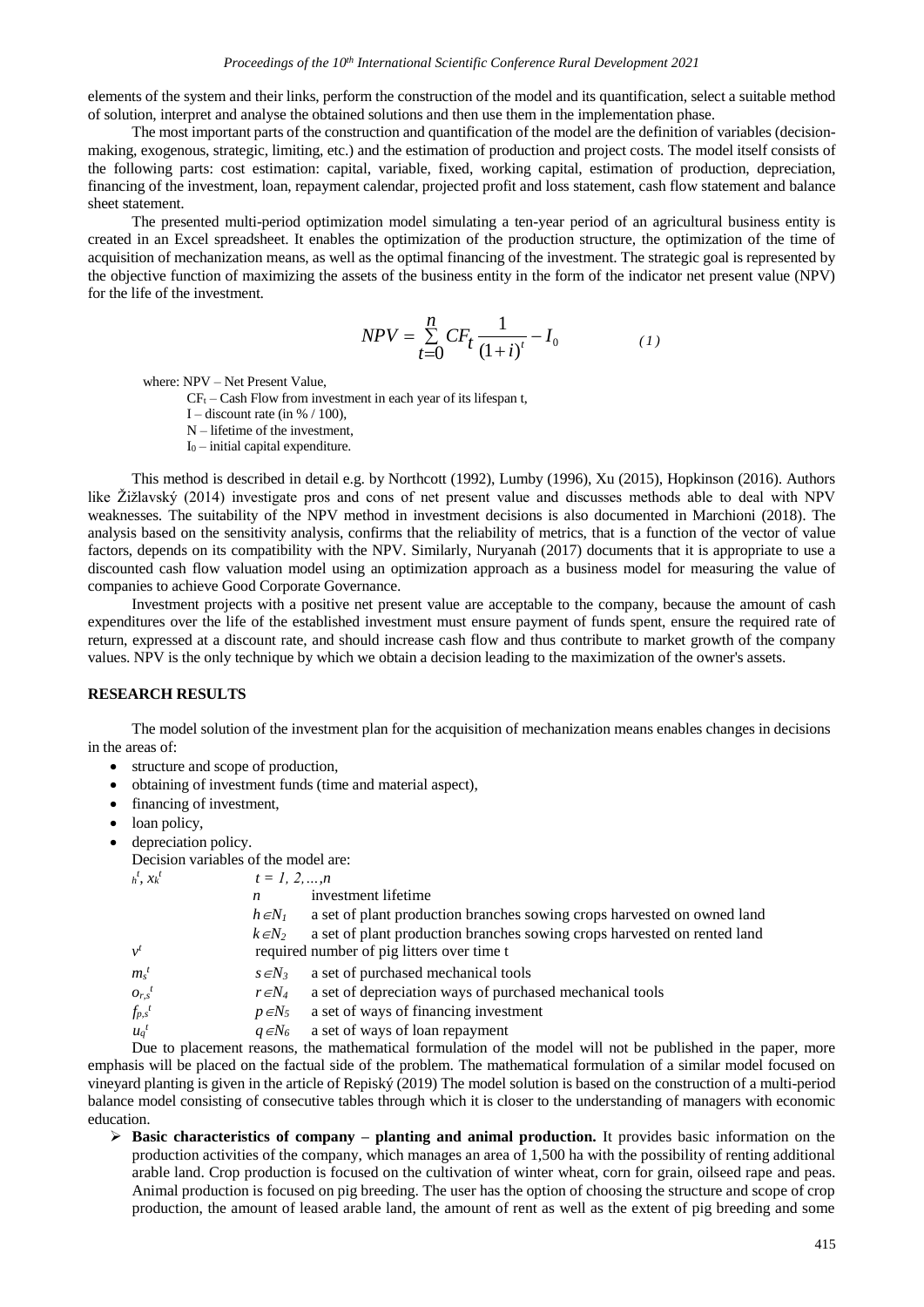elements of the system and their links, perform the construction of the model and its quantification, select a suitable method of solution, interpret and analyse the obtained solutions and then use them in the implementation phase.

The most important parts of the construction and quantification of the model are the definition of variables (decision-making, exogenous, strategic, limiting, etc.) and the estimation of production and project costs. The model itself consists of the following parts: cost estimation: capital, variable, fixed, working capital, estimation of production, depreciation, financing of the investment, loan, repayment calendar, projected profit and loss statement, cash flow statement and balance sheet statement.

The presented multi-period optimization model simulating a ten-year period of an agricultural business entity is created in an Excel spreadsheet. It enables the optimization of the production structure, the optimization of the time of acquisition of mechanization means, as well as the optimal financing of the investment. The strategic goal is represented by the objective function of maximizing the assets of the business entity in the form of the indicator net present value (NPV) for the life of the investment.

$$NPV = \sum_{t=0}^{n} CF_t \frac{1}{(1+i)^t} - I_0 \qquad (1)$$

where: NPV – Net Present Value,

$CF_t$ – Cash Flow from investment in each year of its lifespan t,

I – discount rate (in % / 100),

N – lifetime of the investment,

$I_0$ – initial capital expenditure.

This method is described in detail e.g. by Northcott (1992), Lumby (1996), Xu (2015), Hopkinson (2016). Authors like Žižlavský (2014) investigate pros and cons of net present value and discusses methods able to deal with NPV weaknesses. The suitability of the NPV method in investment decisions is also documented in Marchioni (2018). The analysis based on the sensitivity analysis, confirms that the reliability of metrics, that is a function of the vector of value factors, depends on its compatibility with the NPV. Similarly, Nuryanah (2017) documents that it is appropriate to use a discounted cash flow valuation model using an optimization approach as a business model for measuring the value of companies to achieve Good Corporate Governance.

Investment projects with a positive net present value are acceptable to the company, because the amount of cash expenditures over the life of the established investment must ensure payment of funds spent, ensure the required rate of return, expressed at a discount rate, and should increase cash flow and thus contribute to market growth of the company values. NPV is the only technique by which we obtain a decision leading to the maximization of the owner's assets.

## RESEARCH RESULTS

The model solution of the investment plan for the acquisition of mechanization means enables changes in decisions in the areas of:

- structure and scope of production,
- obtaining of investment funds (time and material aspect),
- financing of investment,
- loan policy,
- depreciation policy.

Decision variables of the model are:

$_h^t$, $x_k^t$ — $t = 1, 2, \ldots, n$

- $n$ — investment lifetime
- $h \in N_1$ — a set of plant production branches sowing crops harvested on owned land
- $k \in N_2$ — a set of plant production branches sowing crops harvested on rented land

$v^t$ — required number of pig litters over time t

$m_s^t$ — $s \in N_3$ — a set of purchased mechanical tools

$o_{r,s}^t$ — $r \in N_4$ — a set of depreciation ways of purchased mechanical tools

$f_{p,s}^t$ — $p \in N_5$ — a set of ways of financing investment

$u_q^t$ — $q \in N_6$ — a set of ways of loan repayment

Due to placement reasons, the mathematical formulation of the model will not be published in the paper, more emphasis will be placed on the factual side of the problem. The mathematical formulation of a similar model focused on vineyard planting is given in the article of Repiský (2019) The model solution is based on the construction of a multi-period balance model consisting of consecutive tables through which it is closer to the understanding of managers with economic education.

- **Basic characteristics of company – planting and animal production.** It provides basic information on the production activities of the company, which manages an area of 1,500 ha with the possibility of renting additional arable land. Crop production is focused on the cultivation of winter wheat, corn for grain, oilseed rape and peas. Animal production is focused on pig breeding. The user has the option of choosing the structure and scope of crop production, the amount of leased arable land, the amount of rent as well as the extent of pig breeding and some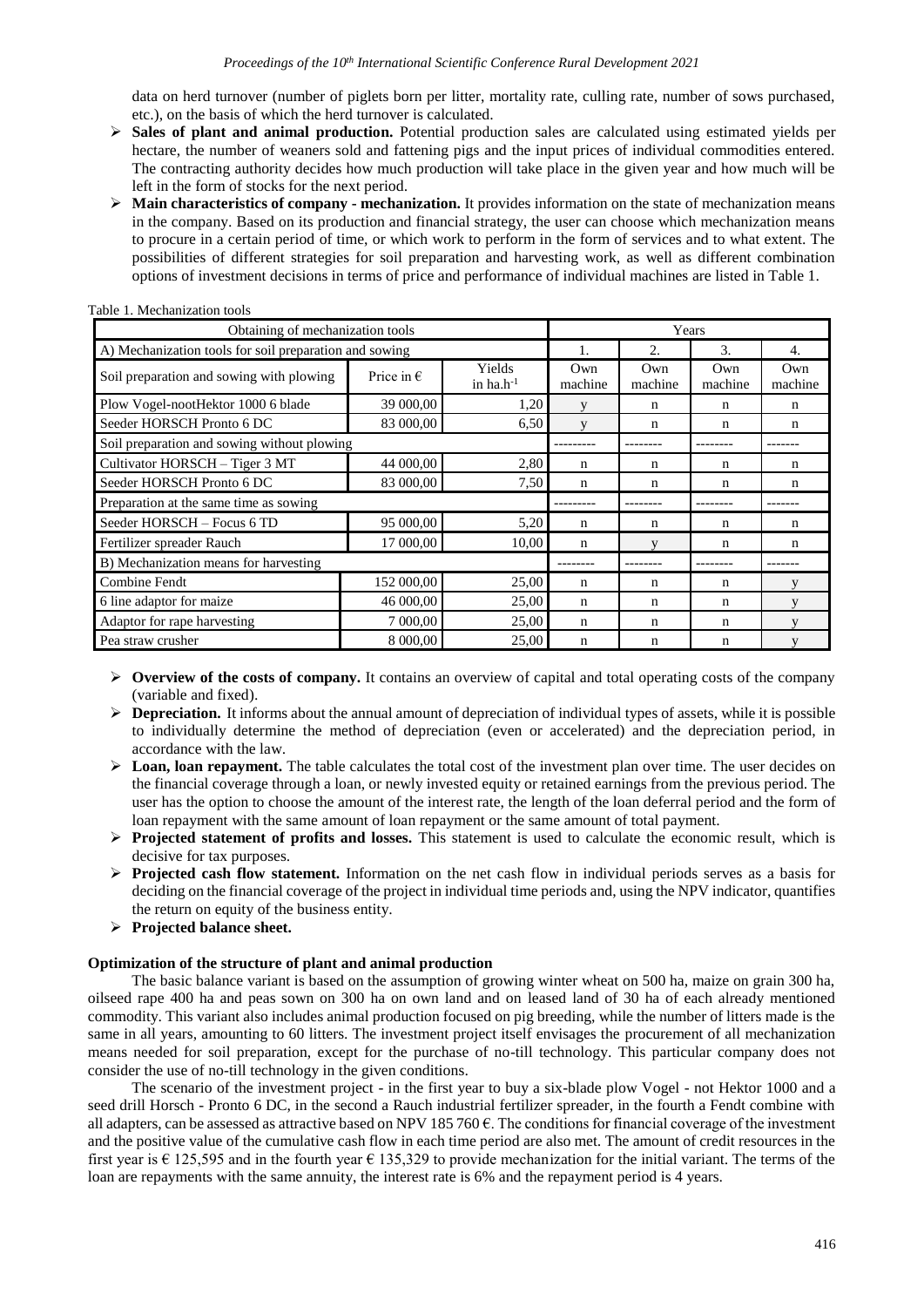data on herd turnover (number of piglets born per litter, mortality rate, culling rate, number of sows purchased, etc.), on the basis of which the herd turnover is calculated.

- **Sales of plant and animal production.** Potential production sales are calculated using estimated yields per hectare, the number of weaners sold and fattening pigs and the input prices of individual commodities entered. The contracting authority decides how much production will take place in the given year and how much will be left in the form of stocks for the next period.
- **Main characteristics of company - mechanization.** It provides information on the state of mechanization means in the company. Based on its production and financial strategy, the user can choose which mechanization means to procure in a certain period of time, or which work to perform in the form of services and to what extent. The possibilities of different strategies for soil preparation and harvesting work, as well as different combination options of investment decisions in terms of price and performance of individual machines are listed in Table 1.

Table 1. Mechanization tools

| Obtaining of mechanization tools | | | Years | | | |
|---|---|---|---|---|---|---|
| A) Mechanization tools for soil preparation and sowing | | | 1. | 2. | 3. | 4. |
| Soil preparation and sowing with plowing | Price in € | Yields in ha.h$^{-1}$ | Own machine | Own machine | Own machine | Own machine |
| Plow Vogel-nootHektor 1000 6 blade | 39 000,00 | 1,20 | y | n | n | n |
| Seeder HORSCH Pronto 6 DC | 83 000,00 | 6,50 | y | n | n | n |
| Soil preparation and sowing without plowing | | | --------- | -------- | -------- | ------- |
| Cultivator HORSCH – Tiger 3 MT | 44 000,00 | 2,80 | n | n | n | n |
| Seeder HORSCH Pronto 6 DC | 83 000,00 | 7,50 | n | n | n | n |
| Preparation at the same time as sowing | | | --------- | -------- | -------- | ------- |
| Seeder HORSCH – Focus 6 TD | 95 000,00 | 5,20 | n | n | n | n |
| Fertilizer spreader Rauch | 17 000,00 | 10,00 | n | y | n | n |
| B) Mechanization means for harvesting | | | -------- | -------- | -------- | ------- |
| Combine Fendt | 152 000,00 | 25,00 | n | n | n | y |
| 6 line adaptor for maize | 46 000,00 | 25,00 | n | n | n | y |
| Adaptor for rape harvesting | 7 000,00 | 25,00 | n | n | n | y |
| Pea straw crusher | 8 000,00 | 25,00 | n | n | n | y |

- **Overview of the costs of company.** It contains an overview of capital and total operating costs of the company (variable and fixed).
- **Depreciation.** It informs about the annual amount of depreciation of individual types of assets, while it is possible to individually determine the method of depreciation (even or accelerated) and the depreciation period, in accordance with the law.
- **Loan, loan repayment.** The table calculates the total cost of the investment plan over time. The user decides on the financial coverage through a loan, or newly invested equity or retained earnings from the previous period. The user has the option to choose the amount of the interest rate, the length of the loan deferral period and the form of loan repayment with the same amount of loan repayment or the same amount of total payment.
- **Projected statement of profits and losses.** This statement is used to calculate the economic result, which is decisive for tax purposes.
- **Projected cash flow statement.** Information on the net cash flow in individual periods serves as a basis for deciding on the financial coverage of the project in individual time periods and, using the NPV indicator, quantifies the return on equity of the business entity.
- **Projected balance sheet.**

**Optimization of the structure of plant and animal production**

The basic balance variant is based on the assumption of growing winter wheat on 500 ha, maize on grain 300 ha, oilseed rape 400 ha and peas sown on 300 ha on own land and on leased land of 30 ha of each already mentioned commodity. This variant also includes animal production focused on pig breeding, while the number of litters made is the same in all years, amounting to 60 litters. The investment project itself envisages the procurement of all mechanization means needed for soil preparation, except for the purchase of no-till technology. This particular company does not consider the use of no-till technology in the given conditions.

The scenario of the investment project - in the first year to buy a six-blade plow Vogel - not Hektor 1000 and a seed drill Horsch - Pronto 6 DC, in the second a Rauch industrial fertilizer spreader, in the fourth a Fendt combine with all adapters, can be assessed as attractive based on NPV 185 760 €. The conditions for financial coverage of the investment and the positive value of the cumulative cash flow in each time period are also met. The amount of credit resources in the first year is € 125,595 and in the fourth year € 135,329 to provide mechanization for the initial variant. The terms of the loan are repayments with the same annuity, the interest rate is 6% and the repayment period is 4 years.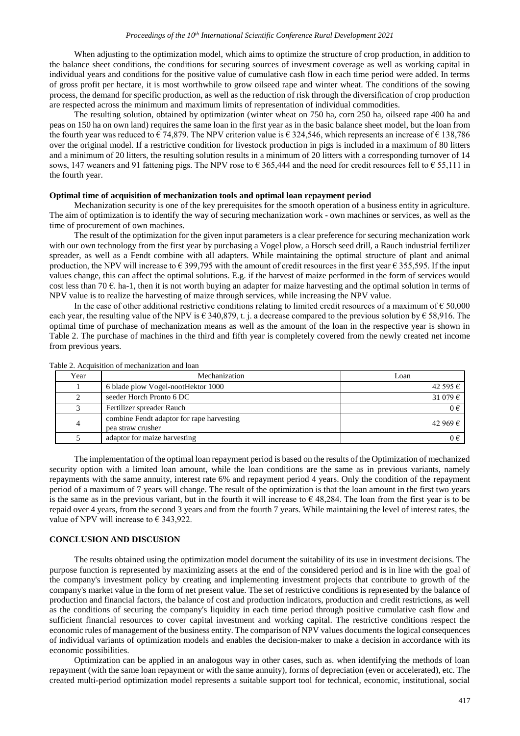When adjusting to the optimization model, which aims to optimize the structure of crop production, in addition to the balance sheet conditions, the conditions for securing sources of investment coverage as well as working capital in individual years and conditions for the positive value of cumulative cash flow in each time period were added. In terms of gross profit per hectare, it is most worthwhile to grow oilseed rape and winter wheat. The conditions of the sowing process, the demand for specific production, as well as the reduction of risk through the diversification of crop production are respected across the minimum and maximum limits of representation of individual commodities.

The resulting solution, obtained by optimization (winter wheat on 750 ha, corn 250 ha, oilseed rape 400 ha and peas on 150 ha on own land) requires the same loan in the first year as in the basic balance sheet model, but the loan from the fourth year was reduced to € 74,879. The NPV criterion value is € 324,546, which represents an increase of € 138,786 over the original model. If a restrictive condition for livestock production in pigs is included in a maximum of 80 litters and a minimum of 20 litters, the resulting solution results in a minimum of 20 litters with a corresponding turnover of 14 sows, 147 weaners and 91 fattening pigs. The NPV rose to € 365,444 and the need for credit resources fell to € 55,111 in the fourth year.

**Optimal time of acquisition of mechanization tools and optimal loan repayment period**

Mechanization security is one of the key prerequisites for the smooth operation of a business entity in agriculture. The aim of optimization is to identify the way of securing mechanization work - own machines or services, as well as the time of procurement of own machines.

The result of the optimization for the given input parameters is a clear preference for securing mechanization work with our own technology from the first year by purchasing a Vogel plow, a Horsch seed drill, a Rauch industrial fertilizer spreader, as well as a Fendt combine with all adapters. While maintaining the optimal structure of plant and animal production, the NPV will increase to € 399,795 with the amount of credit resources in the first year € 355,595. If the input values change, this can affect the optimal solutions. E.g. if the harvest of maize performed in the form of services would cost less than 70 €. ha-1, then it is not worth buying an adapter for maize harvesting and the optimal solution in terms of NPV value is to realize the harvesting of maize through services, while increasing the NPV value.

In the case of other additional restrictive conditions relating to limited credit resources of a maximum of € 50,000 each year, the resulting value of the NPV is € 340,879, t. j. a decrease compared to the previous solution by € 58,916. The optimal time of purchase of mechanization means as well as the amount of the loan in the respective year is shown in Table 2. The purchase of machines in the third and fifth year is completely covered from the newly created net income from previous years.

Table 2. Acquisition of mechanization and loan

| Year | Mechanization | Loan |
|---|---|---|
| 1 | 6 blade plow Vogel-nootHektor 1000 | 42 595 € |
| 2 | seeder Horch Pronto 6 DC | 31 079 € |
| 3 | Fertilizer spreader Rauch | 0 € |
| 4 | combine Fendt adaptor for rape harvesting pea straw crusher | 42 969 € |
| 5 | adaptor for maize harvesting | 0 € |

The implementation of the optimal loan repayment period is based on the results of the Optimization of mechanized security option with a limited loan amount, while the loan conditions are the same as in previous variants, namely repayments with the same annuity, interest rate 6% and repayment period 4 years. Only the condition of the repayment period of a maximum of 7 years will change. The result of the optimization is that the loan amount in the first two years is the same as in the previous variant, but in the fourth it will increase to € 48,284. The loan from the first year is to be repaid over 4 years, from the second 3 years and from the fourth 7 years. While maintaining the level of interest rates, the value of NPV will increase to € 343,922.

## CONCLUSION AND DISCUSION

The results obtained using the optimization model document the suitability of its use in investment decisions. The purpose function is represented by maximizing assets at the end of the considered period and is in line with the goal of the company's investment policy by creating and implementing investment projects that contribute to growth of the company's market value in the form of net present value. The set of restrictive conditions is represented by the balance of production and financial factors, the balance of cost and production indicators, production and credit restrictions, as well as the conditions of securing the company's liquidity in each time period through positive cumulative cash flow and sufficient financial resources to cover capital investment and working capital. The restrictive conditions respect the economic rules of management of the business entity. The comparison of NPV values documents the logical consequences of individual variants of optimization models and enables the decision-maker to make a decision in accordance with its economic possibilities.

Optimization can be applied in an analogous way in other cases, such as. when identifying the methods of loan repayment (with the same loan repayment or with the same annuity), forms of depreciation (even or accelerated), etc. The created multi-period optimization model represents a suitable support tool for technical, economic, institutional, social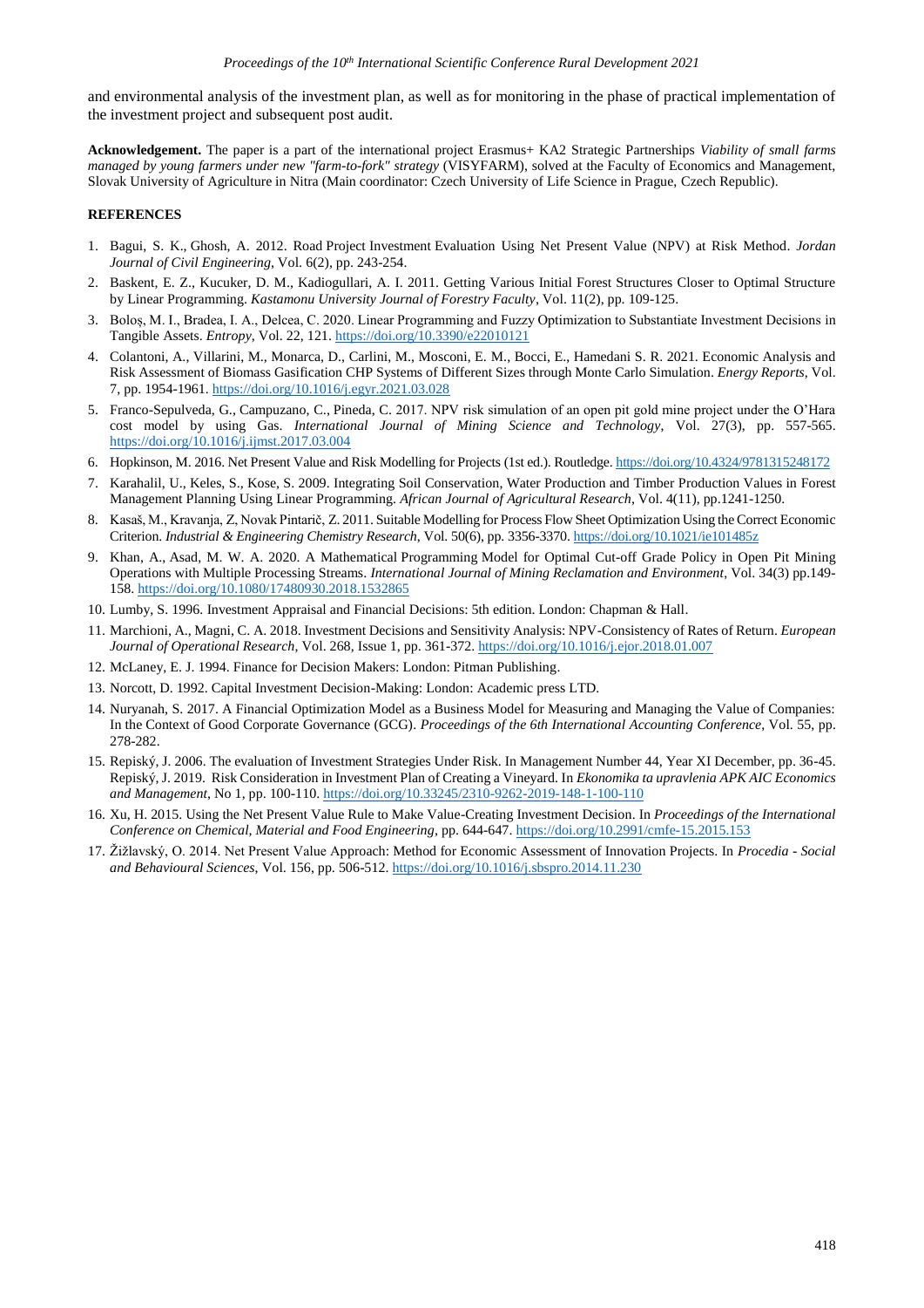and environmental analysis of the investment plan, as well as for monitoring in the phase of practical implementation of the investment project and subsequent post audit.

**Acknowledgement.** The paper is a part of the international project Erasmus+ KA2 Strategic Partnerships *Viability of small farms managed by young farmers under new "farm-to-fork" strategy* (VISYFARM), solved at the Faculty of Economics and Management, Slovak University of Agriculture in Nitra (Main coordinator: Czech University of Life Science in Prague, Czech Republic).

**REFERENCES**

1. Bagui, S. K., Ghosh, A. 2012. Road Project Investment Evaluation Using Net Present Value (NPV) at Risk Method. *Jordan Journal of Civil Engineering*, Vol. 6(2), pp. 243-254.
2. Baskent, E. Z., Kucuker, D. M., Kadiogullari, A. I. 2011. Getting Various Initial Forest Structures Closer to Optimal Structure by Linear Programming. *Kastamonu University Journal of Forestry Faculty*, Vol. 11(2), pp. 109-125.
3. Boloș, M. I., Bradea, I. A., Delcea, C. 2020. Linear Programming and Fuzzy Optimization to Substantiate Investment Decisions in Tangible Assets. *Entropy*, Vol. 22, 121. https://doi.org/10.3390/e22010121
4. Colantoni, A., Villarini, M., Monarca, D., Carlini, M., Mosconi, E. M., Bocci, E., Hamedani S. R. 2021. Economic Analysis and Risk Assessment of Biomass Gasification CHP Systems of Different Sizes through Monte Carlo Simulation. *Energy Reports*, Vol. 7, pp. 1954-1961. https://doi.org/10.1016/j.egyr.2021.03.028
5. Franco-Sepulveda, G., Campuzano, C., Pineda, C. 2017. NPV risk simulation of an open pit gold mine project under the O'Hara cost model by using Gas. *International Journal of Mining Science and Technology*, Vol. 27(3), pp. 557-565. https://doi.org/10.1016/j.ijmst.2017.03.004
6. Hopkinson, M. 2016. Net Present Value and Risk Modelling for Projects (1st ed.). Routledge. https://doi.org/10.4324/9781315248172
7. Karahalil, U., Keles, S., Kose, S. 2009. Integrating Soil Conservation, Water Production and Timber Production Values in Forest Management Planning Using Linear Programming. *African Journal of Agricultural Research*, Vol. 4(11), pp.1241-1250.
8. Kasaš, M., Kravanja, Z, Novak Pintarič, Z. 2011. Suitable Modelling for Process Flow Sheet Optimization Using the Correct Economic Criterion. *Industrial & Engineering Chemistry Research*, Vol. 50(6), pp. 3356-3370. https://doi.org/10.1021/ie101485z
9. Khan, A., Asad, M. W. A. 2020. A Mathematical Programming Model for Optimal Cut-off Grade Policy in Open Pit Mining Operations with Multiple Processing Streams. *International Journal of Mining Reclamation and Environment*, Vol. 34(3) pp.149-158. https://doi.org/10.1080/17480930.2018.1532865
10. Lumby, S. 1996. Investment Appraisal and Financial Decisions: 5th edition. London: Chapman & Hall.
11. Marchioni, A., Magni, C. A. 2018. Investment Decisions and Sensitivity Analysis: NPV-Consistency of Rates of Return. *European Journal of Operational Research*, Vol. 268, Issue 1, pp. 361-372. https://doi.org/10.1016/j.ejor.2018.01.007
12. McLaney, E. J. 1994. Finance for Decision Makers: London: Pitman Publishing.
13. Norcott, D. 1992. Capital Investment Decision-Making: London: Academic press LTD.
14. Nuryanah, S. 2017. A Financial Optimization Model as a Business Model for Measuring and Managing the Value of Companies: In the Context of Good Corporate Governance (GCG). *Proceedings of the 6th International Accounting Conference*, Vol. 55, pp. 278-282.
15. Repiský, J. 2006. The evaluation of Investment Strategies Under Risk. In Management Number 44, Year XI December, pp. 36-45. Repiský, J. 2019. Risk Consideration in Investment Plan of Creating a Vineyard. In *Ekonomika ta upravlenia APK AIC Economics and Management*, No 1, pp. 100-110. https://doi.org/10.33245/2310-9262-2019-148-1-100-110
16. Xu, H. 2015. Using the Net Present Value Rule to Make Value-Creating Investment Decision. In *Proceedings of the International Conference on Chemical, Material and Food Engineering*, pp. 644-647. https://doi.org/10.2991/cmfe-15.2015.153
17. Žižlavský, O. 2014. Net Present Value Approach: Method for Economic Assessment of Innovation Projects. In *Procedia - Social and Behavioural Sciences*, Vol. 156, pp. 506-512. https://doi.org/10.1016/j.sbspro.2014.11.230